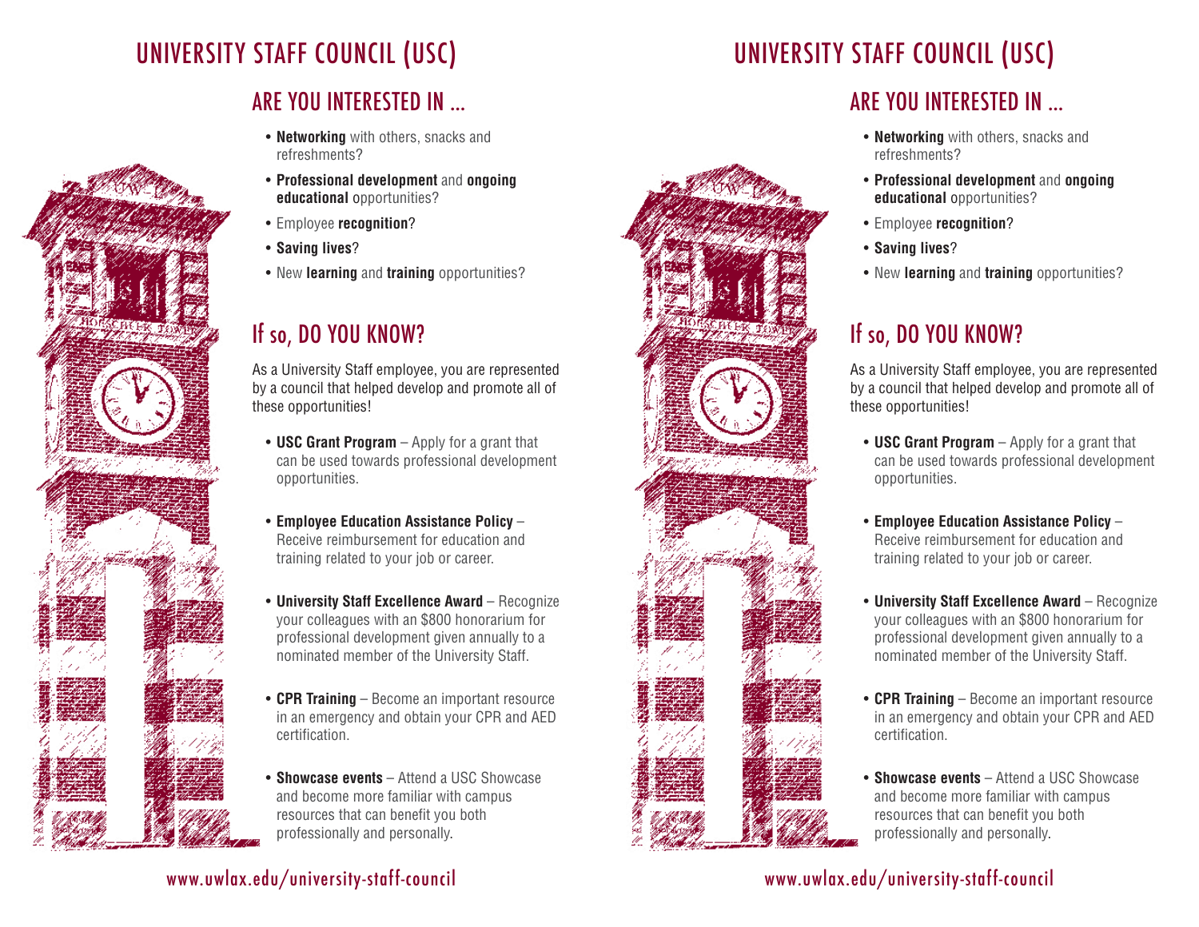# UNIVERSITY STAFF COUNCIL (USC)

## ARE YOU INTERESTED IN ...

- **Networking** with others, snacks and refreshments?
- **Professional development** and **ongoing educational** opportunities?
- Employee **recognition**?
- **Saving lives**?
- New **learning** and **training** opportunities?

## If so, DO YOU KNOW?

As a University Staff employee, you are represented by a council that helped develop and promote all of these opportunities!

- **USC Grant Program** – Apply for a grant that can be used towards professional development opportunities.
- **Employee Education Assistance Policy** – Receive reimbursement for education and training related to your job or career.
- **University Staff Excellence Award** – Recognize your colleagues with an $800 honorarium for professional development given annually to a nominated member of the University Staff.
- **CPR Training** – Become an important resource in an emergency and obtain your CPR and AED certification.
- **Showcase events** – Attend a USC Showcase and become more familiar with campus resources that can benefit you both professionally and personally.

www.uwlax.edu/university-staff-council

# UNIVERSITY STAFF COUNCIL (USC)

## ARE YOU INTERESTED IN ...

- **Networking** with others, snacks and refreshments?
- **Professional development** and **ongoing educational** opportunities?
- Employee **recognition**?
- **Saving lives**?
- New **learning** and **training** opportunities?

## If so, DO YOU KNOW?

As a University Staff employee, you are represented by a council that helped develop and promote all of these opportunities!

- **USC Grant Program** – Apply for a grant that can be used towards professional development opportunities.
- **Employee Education Assistance Policy** – Receive reimbursement for education and training related to your job or career.
- **University Staff Excellence Award** – Recognize your colleagues with an $800 honorarium for professional development given annually to a nominated member of the University Staff.
- **CPR Training** – Become an important resource in an emergency and obtain your CPR and AED certification.
- **Showcase events** – Attend a USC Showcase and become more familiar with campus resources that can benefit you both professionally and personally.

www.uwlax.edu/university-staff-council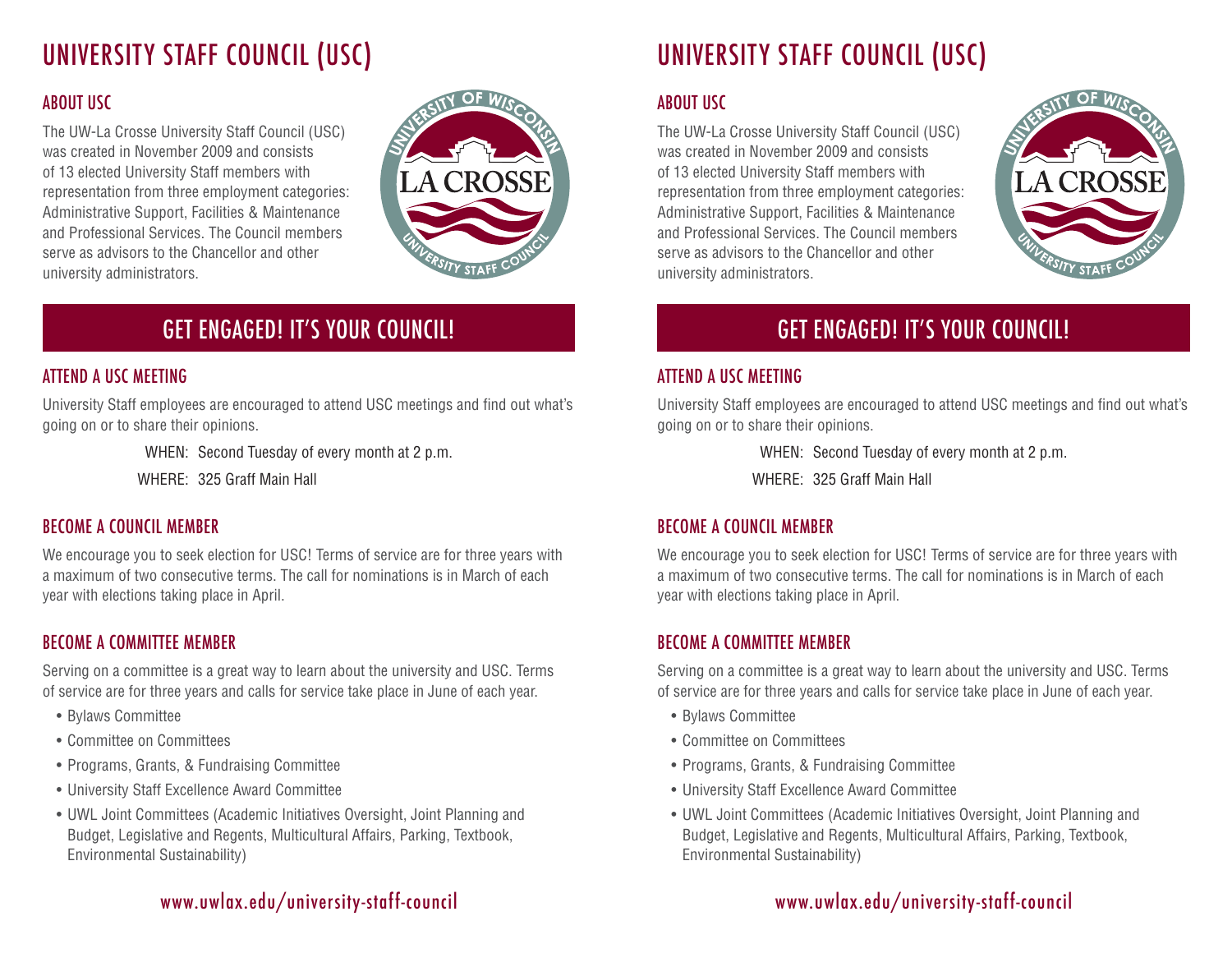# UNIVERSITY STAFF COUNCIL (USC)

## ABOUT USC

The UW-La Crosse University Staff Council (USC) was created in November 2009 and consists of 13 elected University Staff members with representation from three employment categories: Administrative Support, Facilities & Maintenance and Professional Services. The Council members serve as advisors to the Chancellor and other university administrators.

## GET ENGAGED! IT'S YOUR COUNCIL!

### ATTEND A USC MEETING

University Staff employees are encouraged to attend USC meetings and find out what's going on or to share their opinions.

WHEN: Second Tuesday of every month at 2 p.m.

WHERE: 325 Graff Main Hall

### BECOME A COUNCIL MEMBER

We encourage you to seek election for USC! Terms of service are for three years with a maximum of two consecutive terms. The call for nominations is in March of each year with elections taking place in April.

### BECOME A COMMITTEE MEMBER

Serving on a committee is a great way to learn about the university and USC. Terms of service are for three years and calls for service take place in June of each year.

- Bylaws Committee
- Committee on Committees
- Programs, Grants, & Fundraising Committee
- University Staff Excellence Award Committee
- UWL Joint Committees (Academic Initiatives Oversight, Joint Planning and Budget, Legislative and Regents, Multicultural Affairs, Parking, Textbook, Environmental Sustainability)

www.uwlax.edu/university-staff-council

# UNIVERSITY STAFF COUNCIL (USC)

## ABOUT USC

The UW-La Crosse University Staff Council (USC) was created in November 2009 and consists of 13 elected University Staff members with representation from three employment categories: Administrative Support, Facilities & Maintenance and Professional Services. The Council members serve as advisors to the Chancellor and other university administrators.

## GET ENGAGED! IT'S YOUR COUNCIL!

### ATTEND A USC MEETING

University Staff employees are encouraged to attend USC meetings and find out what's going on or to share their opinions.

WHEN: Second Tuesday of every month at 2 p.m.

WHERE: 325 Graff Main Hall

### BECOME A COUNCIL MEMBER

We encourage you to seek election for USC! Terms of service are for three years with a maximum of two consecutive terms. The call for nominations is in March of each year with elections taking place in April.

### BECOME A COMMITTEE MEMBER

Serving on a committee is a great way to learn about the university and USC. Terms of service are for three years and calls for service take place in June of each year.

- Bylaws Committee
- Committee on Committees
- Programs, Grants, & Fundraising Committee
- University Staff Excellence Award Committee
- UWL Joint Committees (Academic Initiatives Oversight, Joint Planning and Budget, Legislative and Regents, Multicultural Affairs, Parking, Textbook, Environmental Sustainability)

www.uwlax.edu/university-staff-council